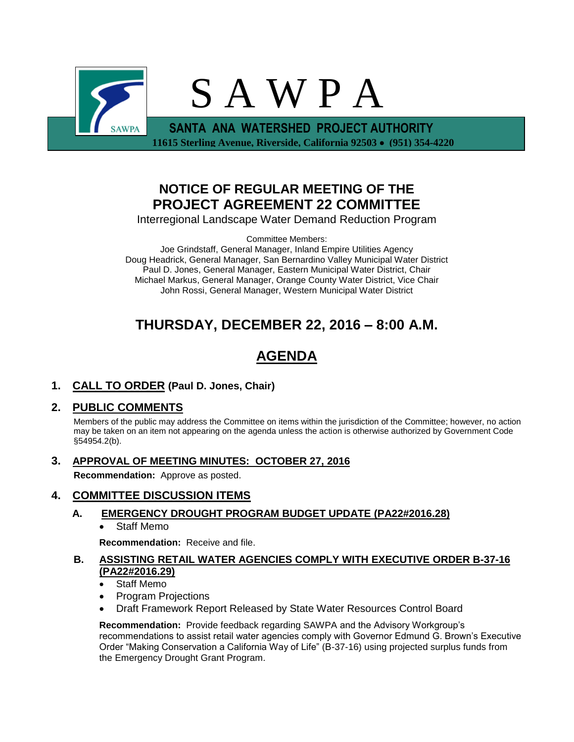# S A W P A

**SANTA ANA WATERSHED PROJECT AUTHORITY**

**11615 Sterling Avenue, Riverside, California 92503 • (951) 354-4220**

## NOTICE OF REGULAR MEETING OF THE PROJECT AGREEMENT 22 COMMITTEE

Interregional Landscape Water Demand Reduction Program

Committee Members:
Joe Grindstaff, General Manager, Inland Empire Utilities Agency
Doug Headrick, General Manager, San Bernardino Valley Municipal Water District
Paul D. Jones, General Manager, Eastern Municipal Water District, Chair
Michael Markus, General Manager, Orange County Water District, Vice Chair
John Rossi, General Manager, Western Municipal Water District

## THURSDAY, DECEMBER 22, 2016 – 8:00 A.M.

## AGENDA

**1. CALL TO ORDER (Paul D. Jones, Chair)**

**2. PUBLIC COMMENTS**

Members of the public may address the Committee on items within the jurisdiction of the Committee; however, no action may be taken on an item not appearing on the agenda unless the action is otherwise authorized by Government Code §54954.2(b).

**3. APPROVAL OF MEETING MINUTES: OCTOBER 27, 2016**

**Recommendation:** Approve as posted.

**4. COMMITTEE DISCUSSION ITEMS**

**A. EMERGENCY DROUGHT PROGRAM BUDGET UPDATE (PA22#2016.28)**

- Staff Memo

**Recommendation:** Receive and file.

**B. ASSISTING RETAIL WATER AGENCIES COMPLY WITH EXECUTIVE ORDER B-37-16 (PA22#2016.29)**

- Staff Memo
- Program Projections
- Draft Framework Report Released by State Water Resources Control Board

**Recommendation:** Provide feedback regarding SAWPA and the Advisory Workgroup's recommendations to assist retail water agencies comply with Governor Edmund G. Brown's Executive Order "Making Conservation a California Way of Life" (B-37-16) using projected surplus funds from the Emergency Drought Grant Program.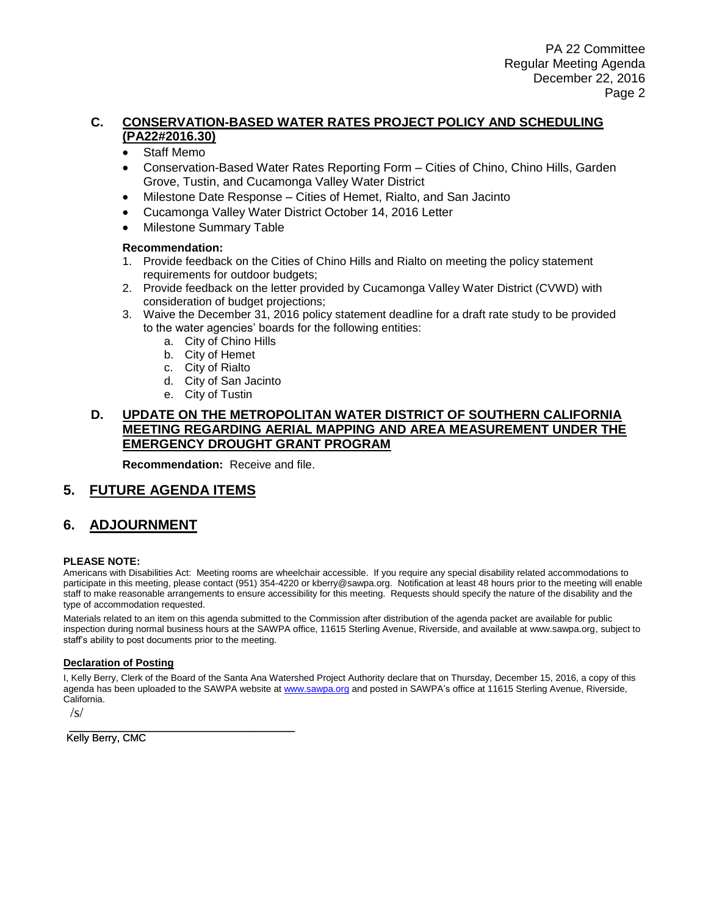### C. CONSERVATION-BASED WATER RATES PROJECT POLICY AND SCHEDULING (PA22#2016.30)

- Staff Memo
- Conservation-Based Water Rates Reporting Form – Cities of Chino, Chino Hills, Garden Grove, Tustin, and Cucamonga Valley Water District
- Milestone Date Response – Cities of Hemet, Rialto, and San Jacinto
- Cucamonga Valley Water District October 14, 2016 Letter
- Milestone Summary Table

**Recommendation:**

1. Provide feedback on the Cities of Chino Hills and Rialto on meeting the policy statement requirements for outdoor budgets;
2. Provide feedback on the letter provided by Cucamonga Valley Water District (CVWD) with consideration of budget projections;
3. Waive the December 31, 2016 policy statement deadline for a draft rate study to be provided to the water agencies' boards for the following entities:
    a. City of Chino Hills
    b. City of Hemet
    c. City of Rialto
    d. City of San Jacinto
    e. City of Tustin

### D. UPDATE ON THE METROPOLITAN WATER DISTRICT OF SOUTHERN CALIFORNIA MEETING REGARDING AERIAL MAPPING AND AREA MEASUREMENT UNDER THE EMERGENCY DROUGHT GRANT PROGRAM

**Recommendation:** Receive and file.

## 5. FUTURE AGENDA ITEMS

## 6. ADJOURNMENT

**PLEASE NOTE:**

Americans with Disabilities Act: Meeting rooms are wheelchair accessible. If you require any special disability related accommodations to participate in this meeting, please contact (951) 354-4220 or kberry@sawpa.org. Notification at least 48 hours prior to the meeting will enable staff to make reasonable arrangements to ensure accessibility for this meeting. Requests should specify the nature of the disability and the type of accommodation requested.

Materials related to an item on this agenda submitted to the Commission after distribution of the agenda packet are available for public inspection during normal business hours at the SAWPA office, 11615 Sterling Avenue, Riverside, and available at www.sawpa.org, subject to staff's ability to post documents prior to the meeting.

**Declaration of Posting**

I, Kelly Berry, Clerk of the Board of the Santa Ana Watershed Project Authority declare that on Thursday, December 15, 2016, a copy of this agenda has been uploaded to the SAWPA website at www.sawpa.org and posted in SAWPA's office at 11615 Sterling Avenue, Riverside, California.

/s/

_______________________________

Kelly Berry, CMC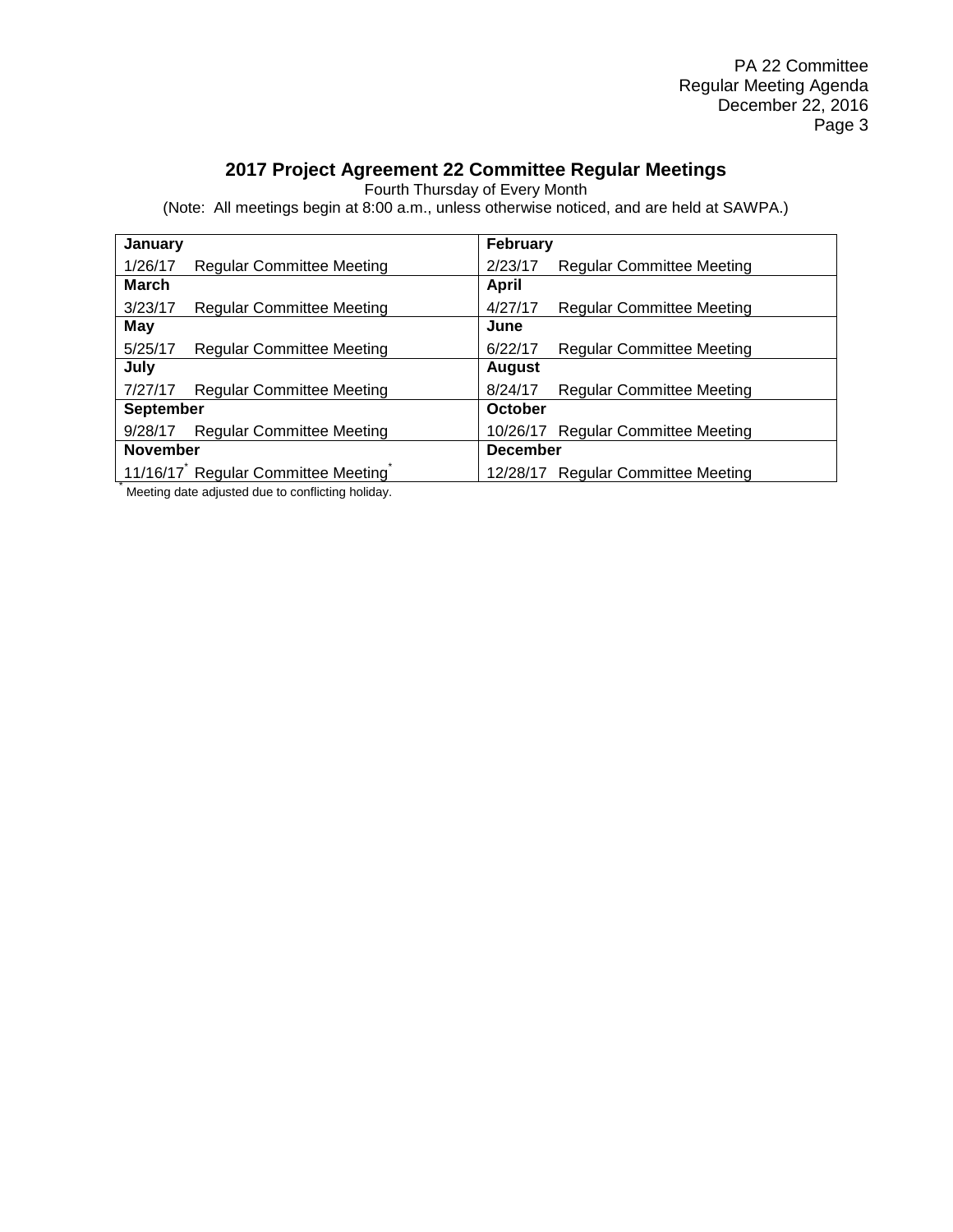## 2017 Project Agreement 22 Committee Regular Meetings

Fourth Thursday of Every Month

(Note: All meetings begin at 8:00 a.m., unless otherwise noticed, and are held at SAWPA.)

| | |
|---|---|
| **January** | **February** |
| 1/26/17 Regular Committee Meeting | 2/23/17 Regular Committee Meeting |
| **March** | **April** |
| 3/23/17 Regular Committee Meeting | 4/27/17 Regular Committee Meeting |
| **May** | **June** |
| 5/25/17 Regular Committee Meeting | 6/22/17 Regular Committee Meeting |
| **July** | **August** |
| 7/27/17 Regular Committee Meeting | 8/24/17 Regular Committee Meeting |
| **September** | **October** |
| 9/28/17 Regular Committee Meeting | 10/26/17 Regular Committee Meeting |
| **November** | **December** |
| 11/16/17* Regular Committee Meeting* | 12/28/17 Regular Committee Meeting |

* Meeting date adjusted due to conflicting holiday.